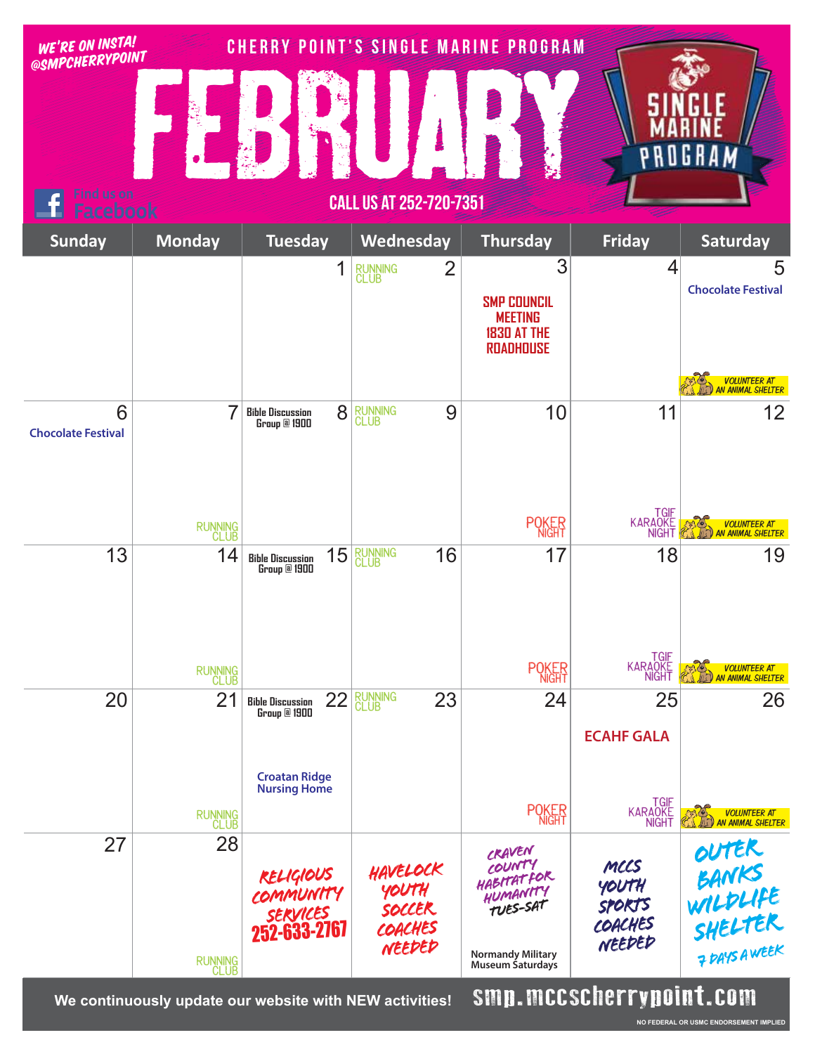WE'RE ON INSTA! @SMPCHERRYPOINT

CHERRY POINT'S SINGLE MARINE PROGRAM

# FEBRUARY

SINGLE MARINE PROGRAM

Find us on Facebook

CALL US AT 252-720-7351

| Sunday | Monday | Tuesday | Wednesday | Thursday | Friday | Saturday |
|---|---|---|---|---|---|---|
| | | 1 | 2 RUNNING CLUB | 3 SMP COUNCIL MEETING 1830 AT THE ROADHOUSE | 4 | 5 Chocolate Festival; VOLUNTEER AT AN ANIMAL SHELTER |
| 6 Chocolate Festival | 7 RUNNING CLUB | 8 Bible Discussion Group @ 1900 | 9 RUNNING CLUB | 10 POKER NIGHT | 11 TGIF KARAOKE NIGHT | 12 VOLUNTEER AT AN ANIMAL SHELTER |
| 13 | 14 RUNNING CLUB | 15 Bible Discussion Group @ 1900 | 16 RUNNING CLUB | 17 POKER NIGHT | 18 TGIF KARAOKE NIGHT | 19 VOLUNTEER AT AN ANIMAL SHELTER |
| 20 | 21 RUNNING CLUB | 22 Bible Discussion Group @ 1900; Croatan Ridge Nursing Home | 23 RUNNING CLUB | 24 POKER NIGHT | 25 ECAHF GALA; TGIF KARAOKE NIGHT | 26 VOLUNTEER AT AN ANIMAL SHELTER |
| 27 | 28 RUNNING CLUB | RELIGIOUS COMMUNITY SERVICES 252-633-2767 | HAVELOCK YOUTH SOCCER COACHES NEEDED | CRAVEN COUNTY HABITAT FOR HUMANITY TUES-SAT; Normandy Military Museum Saturdays | MCCS YOUTH SPORTS COACHES NEEDED | OUTER BANKS WILDLIFE SHELTER 7 DAYS A WEEK |

We continuously update our website with NEW activities! smp.mccscherrypoint.com

NO FEDERAL OR USMC ENDORSEMENT IMPLIED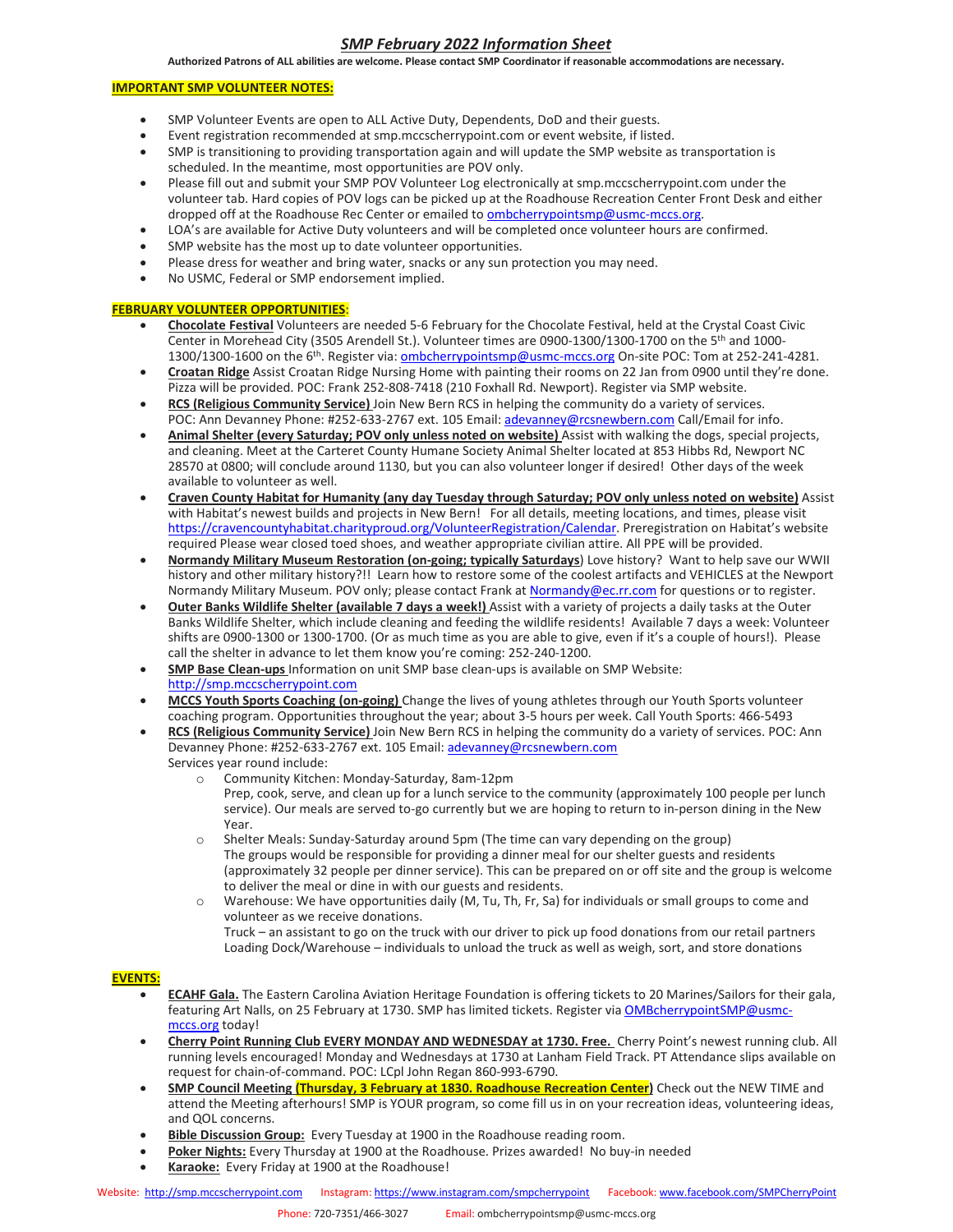# *SMP February 2022 Information Sheet*

**Authorized Patrons of ALL abilities are welcome. Please contact SMP Coordinator if reasonable accommodations are necessary.**

**IMPORTANT SMP VOLUNTEER NOTES:**

- SMP Volunteer Events are open to ALL Active Duty, Dependents, DoD and their guests.
- Event registration recommended at smp.mccscherrypoint.com or event website, if listed.
- SMP is transitioning to providing transportation again and will update the SMP website as transportation is scheduled. In the meantime, most opportunities are POV only.
- Please fill out and submit your SMP POV Volunteer Log electronically at smp.mccscherrypoint.com under the volunteer tab. Hard copies of POV logs can be picked up at the Roadhouse Recreation Center Front Desk and either dropped off at the Roadhouse Rec Center or emailed to ombcherrypointsmp@usmc-mccs.org.
- LOA's are available for Active Duty volunteers and will be completed once volunteer hours are confirmed.
- SMP website has the most up to date volunteer opportunities.
- Please dress for weather and bring water, snacks or any sun protection you may need.
- No USMC, Federal or SMP endorsement implied.

**FEBRUARY VOLUNTEER OPPORTUNITIES:**

- **Chocolate Festival** Volunteers are needed 5-6 February for the Chocolate Festival, held at the Crystal Coast Civic Center in Morehead City (3505 Arendell St.). Volunteer times are 0900-1300/1300-1700 on the 5th and 1000-1300/1300-1600 on the 6th. Register via: ombcherrypointsmp@usmc-mccs.org On-site POC: Tom at 252-241-4281.
- **Croatan Ridge** Assist Croatan Ridge Nursing Home with painting their rooms on 22 Jan from 0900 until they're done. Pizza will be provided. POC: Frank 252-808-7418 (210 Foxhall Rd. Newport). Register via SMP website.
- **RCS (Religious Community Service)** Join New Bern RCS in helping the community do a variety of services. POC: Ann Devanney Phone: #252-633-2767 ext. 105 Email: adevanney@rcsnewbern.com Call/Email for info.
- **Animal Shelter (every Saturday; POV only unless noted on website)** Assist with walking the dogs, special projects, and cleaning. Meet at the Carteret County Humane Society Animal Shelter located at 853 Hibbs Rd, Newport NC 28570 at 0800; will conclude around 1130, but you can also volunteer longer if desired! Other days of the week available to volunteer as well.
- **Craven County Habitat for Humanity (any day Tuesday through Saturday; POV only unless noted on website)** Assist with Habitat's newest builds and projects in New Bern! For all details, meeting locations, and times, please visit https://cravencountyhabitat.charityproud.org/VolunteerRegistration/Calendar. Preregistration on Habitat's website required Please wear closed toed shoes, and weather appropriate civilian attire. All PPE will be provided.
- **Normandy Military Museum Restoration (on-going; typically Saturdays**) Love history? Want to help save our WWII history and other military history?!! Learn how to restore some of the coolest artifacts and VEHICLES at the Newport Normandy Military Museum. POV only; please contact Frank at Normandy@ec.rr.com for questions or to register.
- **Outer Banks Wildlife Shelter (available 7 days a week!)** Assist with a variety of projects a daily tasks at the Outer Banks Wildlife Shelter, which include cleaning and feeding the wildlife residents! Available 7 days a week: Volunteer shifts are 0900-1300 or 1300-1700. (Or as much time as you are able to give, even if it's a couple of hours!). Please call the shelter in advance to let them know you're coming: 252-240-1200.
- **SMP Base Clean-ups** Information on unit SMP base clean-ups is available on SMP Website: http://smp.mccscherrypoint.com
- **MCCS Youth Sports Coaching (on-going)** Change the lives of young athletes through our Youth Sports volunteer coaching program. Opportunities throughout the year; about 3-5 hours per week. Call Youth Sports: 466-5493
- **RCS (Religious Community Service)** Join New Bern RCS in helping the community do a variety of services. POC: Ann Devanney Phone: #252-633-2767 ext. 105 Email: adevanney@rcsnewbern.com
  
  Services year round include:
  - Community Kitchen: Monday-Saturday, 8am-12pm
    Prep, cook, serve, and clean up for a lunch service to the community (approximately 100 people per lunch service). Our meals are served to-go currently but we are hoping to return to in-person dining in the New Year.
  - Shelter Meals: Sunday-Saturday around 5pm (The time can vary depending on the group)
    The groups would be responsible for providing a dinner meal for our shelter guests and residents (approximately 32 people per dinner service). This can be prepared on or off site and the group is welcome to deliver the meal or dine in with our guests and residents.
  - Warehouse: We have opportunities daily (M, Tu, Th, Fr, Sa) for individuals or small groups to come and volunteer as we receive donations.
    Truck – an assistant to go on the truck with our driver to pick up food donations from our retail partners
    Loading Dock/Warehouse – individuals to unload the truck as well as weigh, sort, and store donations

**EVENTS:**

- **ECAHF Gala.** The Eastern Carolina Aviation Heritage Foundation is offering tickets to 20 Marines/Sailors for their gala, featuring Art Nalls, on 25 February at 1730. SMP has limited tickets. Register via OMBcherrypointSMP@usmc-mccs.org today!
- **Cherry Point Running Club EVERY MONDAY AND WEDNESDAY at 1730. Free.** Cherry Point's newest running club. All running levels encouraged! Monday and Wednesdays at 1730 at Lanham Field Track. PT Attendance slips available on request for chain-of-command. POC: LCpl John Regan 860-993-6790.
- **SMP Council Meeting (Thursday, 3 February at 1830. Roadhouse Recreation Center)** Check out the NEW TIME and attend the Meeting afterhours! SMP is YOUR program, so come fill us in on your recreation ideas, volunteering ideas, and QOL concerns.
- **Bible Discussion Group:** Every Tuesday at 1900 in the Roadhouse reading room.
- **Poker Nights:** Every Thursday at 1900 at the Roadhouse. Prizes awarded! No buy-in needed
- **Karaoke:** Every Friday at 1900 at the Roadhouse!

Website: http://smp.mccscherrypoint.com Instagram: https://www.instagram.com/smpcherrypoint Facebook: www.facebook.com/SMPCherryPoint

Phone: 720-7351/466-3027 Email: ombcherrypointsmp@usmc-mccs.org